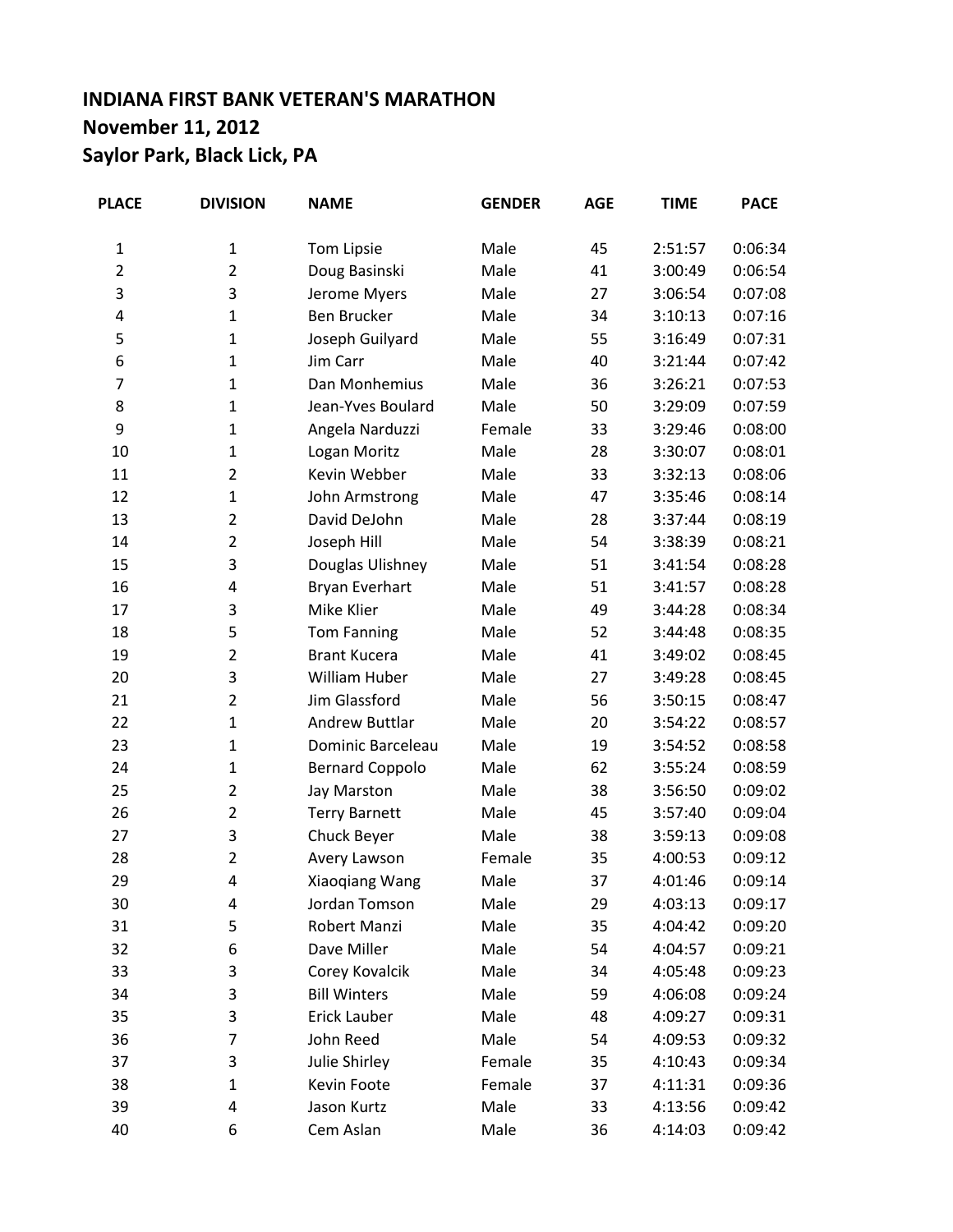**INDIANA FIRST BANK VETERAN'S MARATHON**
**November 11, 2012**
**Saylor Park, Black Lick, PA**

| PLACE | DIVISION | NAME | GENDER | AGE | TIME | PACE |
|---|---|---|---|---|---|---|
| 1 | 1 | Tom Lipsie | Male | 45 | 2:51:57 | 0:06:34 |
| 2 | 2 | Doug Basinski | Male | 41 | 3:00:49 | 0:06:54 |
| 3 | 3 | Jerome Myers | Male | 27 | 3:06:54 | 0:07:08 |
| 4 | 1 | Ben Brucker | Male | 34 | 3:10:13 | 0:07:16 |
| 5 | 1 | Joseph Guilyard | Male | 55 | 3:16:49 | 0:07:31 |
| 6 | 1 | Jim Carr | Male | 40 | 3:21:44 | 0:07:42 |
| 7 | 1 | Dan Monhemius | Male | 36 | 3:26:21 | 0:07:53 |
| 8 | 1 | Jean-Yves Boulard | Male | 50 | 3:29:09 | 0:07:59 |
| 9 | 1 | Angela Narduzzi | Female | 33 | 3:29:46 | 0:08:00 |
| 10 | 1 | Logan Moritz | Male | 28 | 3:30:07 | 0:08:01 |
| 11 | 2 | Kevin Webber | Male | 33 | 3:32:13 | 0:08:06 |
| 12 | 1 | John Armstrong | Male | 47 | 3:35:46 | 0:08:14 |
| 13 | 2 | David DeJohn | Male | 28 | 3:37:44 | 0:08:19 |
| 14 | 2 | Joseph Hill | Male | 54 | 3:38:39 | 0:08:21 |
| 15 | 3 | Douglas Ulishney | Male | 51 | 3:41:54 | 0:08:28 |
| 16 | 4 | Bryan Everhart | Male | 51 | 3:41:57 | 0:08:28 |
| 17 | 3 | Mike Klier | Male | 49 | 3:44:28 | 0:08:34 |
| 18 | 5 | Tom Fanning | Male | 52 | 3:44:48 | 0:08:35 |
| 19 | 2 | Brant Kucera | Male | 41 | 3:49:02 | 0:08:45 |
| 20 | 3 | William Huber | Male | 27 | 3:49:28 | 0:08:45 |
| 21 | 2 | Jim Glassford | Male | 56 | 3:50:15 | 0:08:47 |
| 22 | 1 | Andrew Buttlar | Male | 20 | 3:54:22 | 0:08:57 |
| 23 | 1 | Dominic Barceleau | Male | 19 | 3:54:52 | 0:08:58 |
| 24 | 1 | Bernard Coppolo | Male | 62 | 3:55:24 | 0:08:59 |
| 25 | 2 | Jay Marston | Male | 38 | 3:56:50 | 0:09:02 |
| 26 | 2 | Terry Barnett | Male | 45 | 3:57:40 | 0:09:04 |
| 27 | 3 | Chuck Beyer | Male | 38 | 3:59:13 | 0:09:08 |
| 28 | 2 | Avery Lawson | Female | 35 | 4:00:53 | 0:09:12 |
| 29 | 4 | Xiaoqiang Wang | Male | 37 | 4:01:46 | 0:09:14 |
| 30 | 4 | Jordan Tomson | Male | 29 | 4:03:13 | 0:09:17 |
| 31 | 5 | Robert Manzi | Male | 35 | 4:04:42 | 0:09:20 |
| 32 | 6 | Dave Miller | Male | 54 | 4:04:57 | 0:09:21 |
| 33 | 3 | Corey Kovalcik | Male | 34 | 4:05:48 | 0:09:23 |
| 34 | 3 | Bill Winters | Male | 59 | 4:06:08 | 0:09:24 |
| 35 | 3 | Erick Lauber | Male | 48 | 4:09:27 | 0:09:31 |
| 36 | 7 | John Reed | Male | 54 | 4:09:53 | 0:09:32 |
| 37 | 3 | Julie Shirley | Female | 35 | 4:10:43 | 0:09:34 |
| 38 | 1 | Kevin Foote | Female | 37 | 4:11:31 | 0:09:36 |
| 39 | 4 | Jason Kurtz | Male | 33 | 4:13:56 | 0:09:42 |
| 40 | 6 | Cem Aslan | Male | 36 | 4:14:03 | 0:09:42 |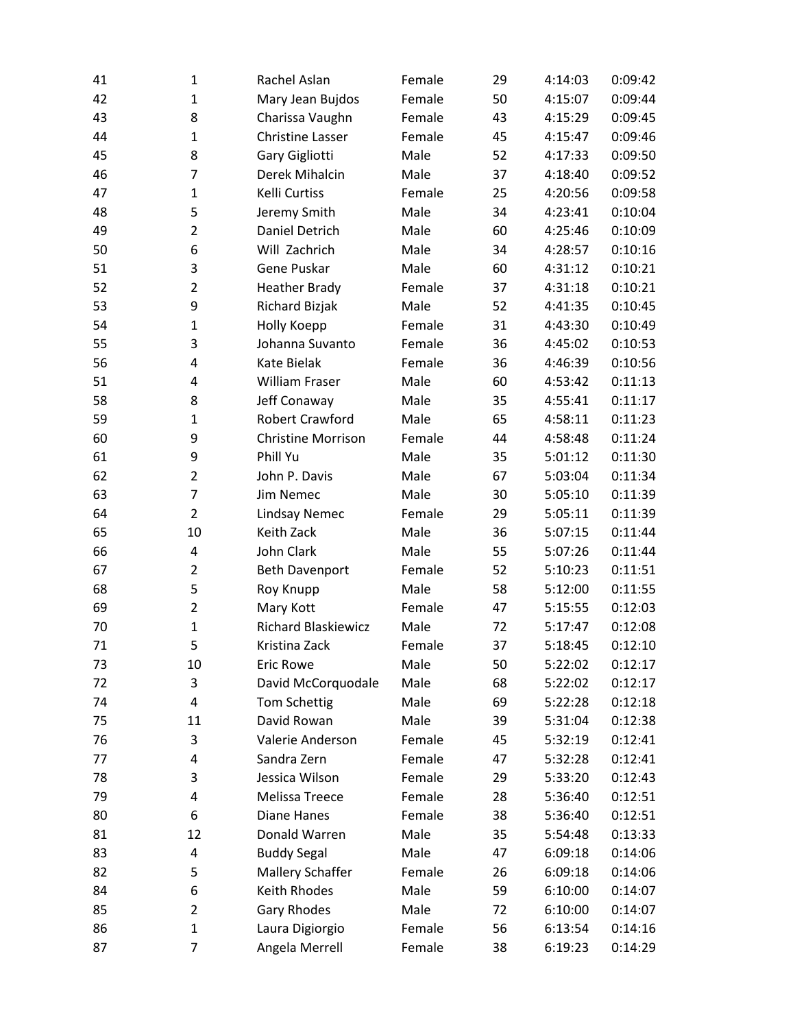| | | | | | | |
|---|---|---|---|---|---|---|
| 41 | 1 | Rachel Aslan | Female | 29 | 4:14:03 | 0:09:42 |
| 42 | 1 | Mary Jean Bujdos | Female | 50 | 4:15:07 | 0:09:44 |
| 43 | 8 | Charissa Vaughn | Female | 43 | 4:15:29 | 0:09:45 |
| 44 | 1 | Christine Lasser | Female | 45 | 4:15:47 | 0:09:46 |
| 45 | 8 | Gary Gigliotti | Male | 52 | 4:17:33 | 0:09:50 |
| 46 | 7 | Derek Mihalcin | Male | 37 | 4:18:40 | 0:09:52 |
| 47 | 1 | Kelli Curtiss | Female | 25 | 4:20:56 | 0:09:58 |
| 48 | 5 | Jeremy Smith | Male | 34 | 4:23:41 | 0:10:04 |
| 49 | 2 | Daniel Detrich | Male | 60 | 4:25:46 | 0:10:09 |
| 50 | 6 | Will  Zachrich | Male | 34 | 4:28:57 | 0:10:16 |
| 51 | 3 | Gene Puskar | Male | 60 | 4:31:12 | 0:10:21 |
| 52 | 2 | Heather Brady | Female | 37 | 4:31:18 | 0:10:21 |
| 53 | 9 | Richard Bizjak | Male | 52 | 4:41:35 | 0:10:45 |
| 54 | 1 | Holly Koepp | Female | 31 | 4:43:30 | 0:10:49 |
| 55 | 3 | Johanna Suvanto | Female | 36 | 4:45:02 | 0:10:53 |
| 56 | 4 | Kate Bielak | Female | 36 | 4:46:39 | 0:10:56 |
| 51 | 4 | William Fraser | Male | 60 | 4:53:42 | 0:11:13 |
| 58 | 8 | Jeff Conaway | Male | 35 | 4:55:41 | 0:11:17 |
| 59 | 1 | Robert Crawford | Male | 65 | 4:58:11 | 0:11:23 |
| 60 | 9 | Christine Morrison | Female | 44 | 4:58:48 | 0:11:24 |
| 61 | 9 | Phill Yu | Male | 35 | 5:01:12 | 0:11:30 |
| 62 | 2 | John P. Davis | Male | 67 | 5:03:04 | 0:11:34 |
| 63 | 7 | Jim Nemec | Male | 30 | 5:05:10 | 0:11:39 |
| 64 | 2 | Lindsay Nemec | Female | 29 | 5:05:11 | 0:11:39 |
| 65 | 10 | Keith Zack | Male | 36 | 5:07:15 | 0:11:44 |
| 66 | 4 | John Clark | Male | 55 | 5:07:26 | 0:11:44 |
| 67 | 2 | Beth Davenport | Female | 52 | 5:10:23 | 0:11:51 |
| 68 | 5 | Roy Knupp | Male | 58 | 5:12:00 | 0:11:55 |
| 69 | 2 | Mary Kott | Female | 47 | 5:15:55 | 0:12:03 |
| 70 | 1 | Richard Blaskiewicz | Male | 72 | 5:17:47 | 0:12:08 |
| 71 | 5 | Kristina Zack | Female | 37 | 5:18:45 | 0:12:10 |
| 73 | 10 | Eric Rowe | Male | 50 | 5:22:02 | 0:12:17 |
| 72 | 3 | David McCorquodale | Male | 68 | 5:22:02 | 0:12:17 |
| 74 | 4 | Tom Schettig | Male | 69 | 5:22:28 | 0:12:18 |
| 75 | 11 | David Rowan | Male | 39 | 5:31:04 | 0:12:38 |
| 76 | 3 | Valerie Anderson | Female | 45 | 5:32:19 | 0:12:41 |
| 77 | 4 | Sandra Zern | Female | 47 | 5:32:28 | 0:12:41 |
| 78 | 3 | Jessica Wilson | Female | 29 | 5:33:20 | 0:12:43 |
| 79 | 4 | Melissa Treece | Female | 28 | 5:36:40 | 0:12:51 |
| 80 | 6 | Diane Hanes | Female | 38 | 5:36:40 | 0:12:51 |
| 81 | 12 | Donald Warren | Male | 35 | 5:54:48 | 0:13:33 |
| 83 | 4 | Buddy Segal | Male | 47 | 6:09:18 | 0:14:06 |
| 82 | 5 | Mallery Schaffer | Female | 26 | 6:09:18 | 0:14:06 |
| 84 | 6 | Keith Rhodes | Male | 59 | 6:10:00 | 0:14:07 |
| 85 | 2 | Gary Rhodes | Male | 72 | 6:10:00 | 0:14:07 |
| 86 | 1 | Laura Digiorgio | Female | 56 | 6:13:54 | 0:14:16 |
| 87 | 7 | Angela Merrell | Female | 38 | 6:19:23 | 0:14:29 |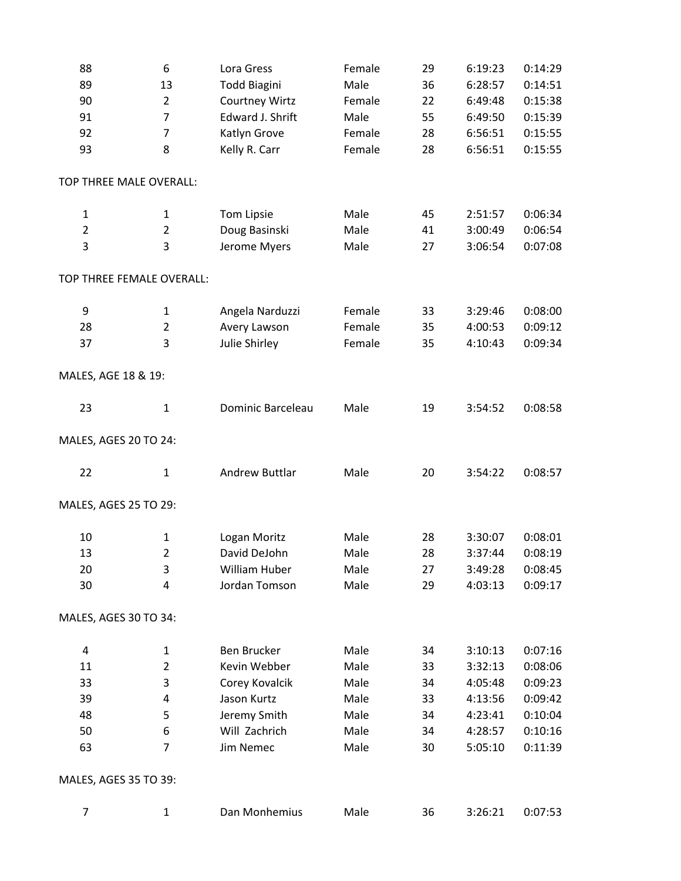| | | | | | | |
|---|---|---|---|---|---|---|
| 88 | 6 | Lora Gress | Female | 29 | 6:19:23 | 0:14:29 |
| 89 | 13 | Todd Biagini | Male | 36 | 6:28:57 | 0:14:51 |
| 90 | 2 | Courtney Wirtz | Female | 22 | 6:49:48 | 0:15:38 |
| 91 | 7 | Edward J. Shrift | Male | 55 | 6:49:50 | 0:15:39 |
| 92 | 7 | Katlyn Grove | Female | 28 | 6:56:51 | 0:15:55 |
| 93 | 8 | Kelly R. Carr | Female | 28 | 6:56:51 | 0:15:55 |

TOP THREE MALE OVERALL:

| | | | | | | |
|---|---|---|---|---|---|---|
| 1 | 1 | Tom Lipsie | Male | 45 | 2:51:57 | 0:06:34 |
| 2 | 2 | Doug Basinski | Male | 41 | 3:00:49 | 0:06:54 |
| 3 | 3 | Jerome Myers | Male | 27 | 3:06:54 | 0:07:08 |

TOP THREE FEMALE OVERALL:

| | | | | | | |
|---|---|---|---|---|---|---|
| 9 | 1 | Angela Narduzzi | Female | 33 | 3:29:46 | 0:08:00 |
| 28 | 2 | Avery Lawson | Female | 35 | 4:00:53 | 0:09:12 |
| 37 | 3 | Julie Shirley | Female | 35 | 4:10:43 | 0:09:34 |

MALES, AGE 18 & 19:

| | | | | | | |
|---|---|---|---|---|---|---|
| 23 | 1 | Dominic Barceleau | Male | 19 | 3:54:52 | 0:08:58 |

MALES, AGES 20 TO 24:

| | | | | | | |
|---|---|---|---|---|---|---|
| 22 | 1 | Andrew Buttlar | Male | 20 | 3:54:22 | 0:08:57 |

MALES, AGES 25 TO 29:

| | | | | | | |
|---|---|---|---|---|---|---|
| 10 | 1 | Logan Moritz | Male | 28 | 3:30:07 | 0:08:01 |
| 13 | 2 | David DeJohn | Male | 28 | 3:37:44 | 0:08:19 |
| 20 | 3 | William Huber | Male | 27 | 3:49:28 | 0:08:45 |
| 30 | 4 | Jordan Tomson | Male | 29 | 4:03:13 | 0:09:17 |

MALES, AGES 30 TO 34:

| | | | | | | |
|---|---|---|---|---|---|---|
| 4 | 1 | Ben Brucker | Male | 34 | 3:10:13 | 0:07:16 |
| 11 | 2 | Kevin Webber | Male | 33 | 3:32:13 | 0:08:06 |
| 33 | 3 | Corey Kovalcik | Male | 34 | 4:05:48 | 0:09:23 |
| 39 | 4 | Jason Kurtz | Male | 33 | 4:13:56 | 0:09:42 |
| 48 | 5 | Jeremy Smith | Male | 34 | 4:23:41 | 0:10:04 |
| 50 | 6 | Will Zachrich | Male | 34 | 4:28:57 | 0:10:16 |
| 63 | 7 | Jim Nemec | Male | 30 | 5:05:10 | 0:11:39 |

MALES, AGES 35 TO 39:

| | | | | | | |
|---|---|---|---|---|---|---|
| 7 | 1 | Dan Monhemius | Male | 36 | 3:26:21 | 0:07:53 |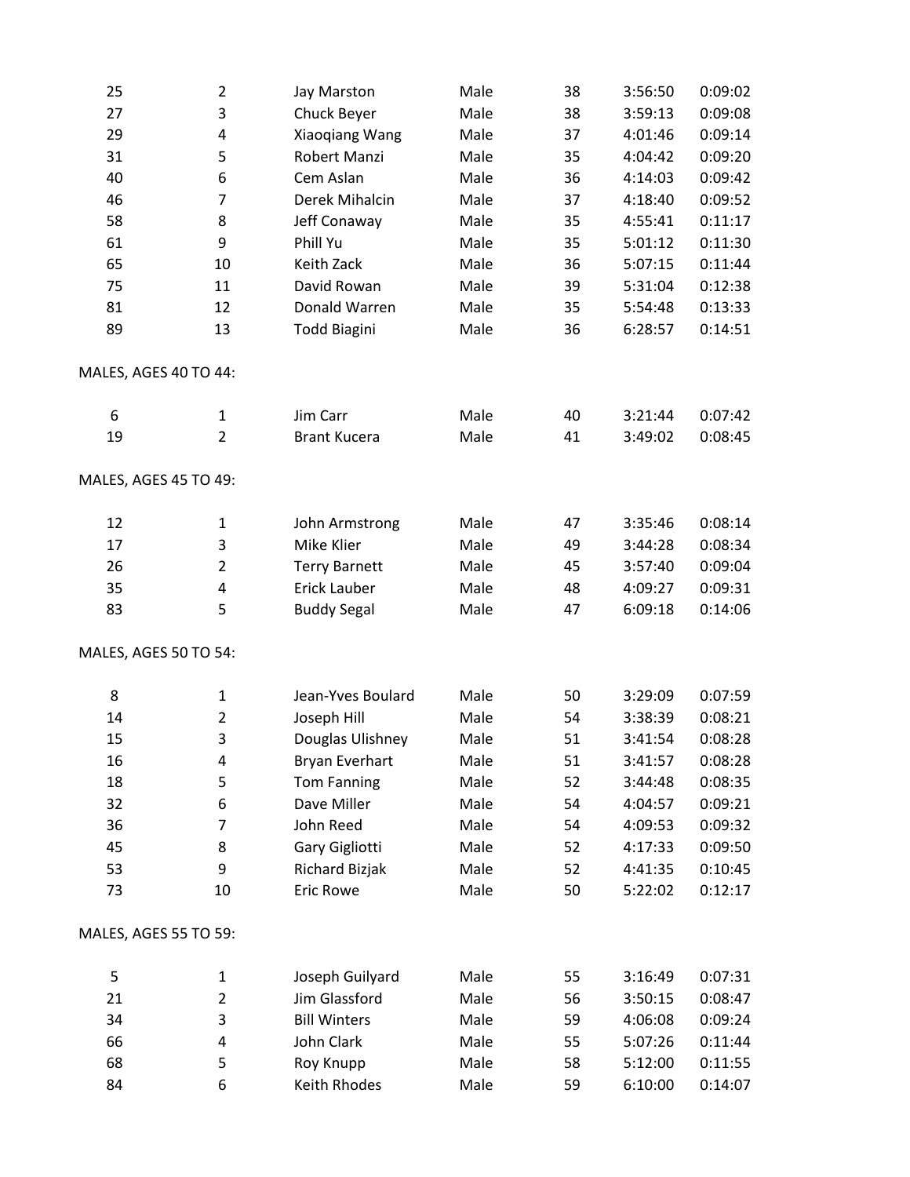| | | | | | | |
|---|---|---|---|---|---|---|
| 25 | 2 | Jay Marston | Male | 38 | 3:56:50 | 0:09:02 |
| 27 | 3 | Chuck Beyer | Male | 38 | 3:59:13 | 0:09:08 |
| 29 | 4 | Xiaoqiang Wang | Male | 37 | 4:01:46 | 0:09:14 |
| 31 | 5 | Robert Manzi | Male | 35 | 4:04:42 | 0:09:20 |
| 40 | 6 | Cem Aslan | Male | 36 | 4:14:03 | 0:09:42 |
| 46 | 7 | Derek Mihalcin | Male | 37 | 4:18:40 | 0:09:52 |
| 58 | 8 | Jeff Conaway | Male | 35 | 4:55:41 | 0:11:17 |
| 61 | 9 | Phill Yu | Male | 35 | 5:01:12 | 0:11:30 |
| 65 | 10 | Keith Zack | Male | 36 | 5:07:15 | 0:11:44 |
| 75 | 11 | David Rowan | Male | 39 | 5:31:04 | 0:12:38 |
| 81 | 12 | Donald Warren | Male | 35 | 5:54:48 | 0:13:33 |
| 89 | 13 | Todd Biagini | Male | 36 | 6:28:57 | 0:14:51 |

MALES, AGES 40 TO 44:

| | | | | | | |
|---|---|---|---|---|---|---|
| 6 | 1 | Jim Carr | Male | 40 | 3:21:44 | 0:07:42 |
| 19 | 2 | Brant Kucera | Male | 41 | 3:49:02 | 0:08:45 |

MALES, AGES 45 TO 49:

| | | | | | | |
|---|---|---|---|---|---|---|
| 12 | 1 | John Armstrong | Male | 47 | 3:35:46 | 0:08:14 |
| 17 | 3 | Mike Klier | Male | 49 | 3:44:28 | 0:08:34 |
| 26 | 2 | Terry Barnett | Male | 45 | 3:57:40 | 0:09:04 |
| 35 | 4 | Erick Lauber | Male | 48 | 4:09:27 | 0:09:31 |
| 83 | 5 | Buddy Segal | Male | 47 | 6:09:18 | 0:14:06 |

MALES, AGES 50 TO 54:

| | | | | | | |
|---|---|---|---|---|---|---|
| 8 | 1 | Jean-Yves Boulard | Male | 50 | 3:29:09 | 0:07:59 |
| 14 | 2 | Joseph Hill | Male | 54 | 3:38:39 | 0:08:21 |
| 15 | 3 | Douglas Ulishney | Male | 51 | 3:41:54 | 0:08:28 |
| 16 | 4 | Bryan Everhart | Male | 51 | 3:41:57 | 0:08:28 |
| 18 | 5 | Tom Fanning | Male | 52 | 3:44:48 | 0:08:35 |
| 32 | 6 | Dave Miller | Male | 54 | 4:04:57 | 0:09:21 |
| 36 | 7 | John Reed | Male | 54 | 4:09:53 | 0:09:32 |
| 45 | 8 | Gary Gigliotti | Male | 52 | 4:17:33 | 0:09:50 |
| 53 | 9 | Richard Bizjak | Male | 52 | 4:41:35 | 0:10:45 |
| 73 | 10 | Eric Rowe | Male | 50 | 5:22:02 | 0:12:17 |

MALES, AGES 55 TO 59:

| | | | | | | |
|---|---|---|---|---|---|---|
| 5 | 1 | Joseph Guilyard | Male | 55 | 3:16:49 | 0:07:31 |
| 21 | 2 | Jim Glassford | Male | 56 | 3:50:15 | 0:08:47 |
| 34 | 3 | Bill Winters | Male | 59 | 4:06:08 | 0:09:24 |
| 66 | 4 | John Clark | Male | 55 | 5:07:26 | 0:11:44 |
| 68 | 5 | Roy Knupp | Male | 58 | 5:12:00 | 0:11:55 |
| 84 | 6 | Keith Rhodes | Male | 59 | 6:10:00 | 0:14:07 |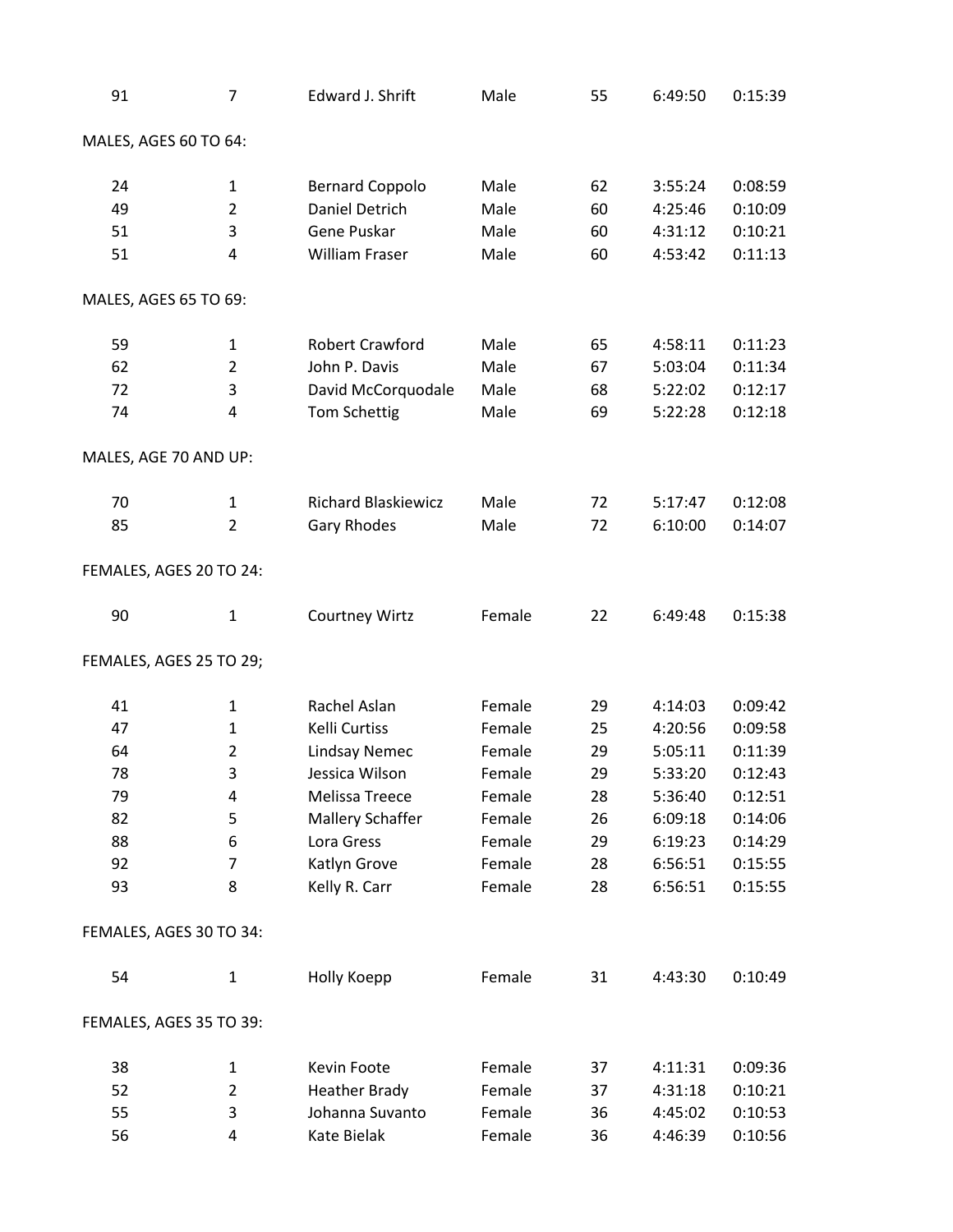| | | | | | | |
|---|---|---|---|---|---|---|
| 91 | 7 | Edward J. Shrift | Male | 55 | 6:49:50 | 0:15:39 |

MALES, AGES 60 TO 64:

| | | | | | | |
|---|---|---|---|---|---|---|
| 24 | 1 | Bernard Coppolo | Male | 62 | 3:55:24 | 0:08:59 |
| 49 | 2 | Daniel Detrich | Male | 60 | 4:25:46 | 0:10:09 |
| 51 | 3 | Gene Puskar | Male | 60 | 4:31:12 | 0:10:21 |
| 51 | 4 | William Fraser | Male | 60 | 4:53:42 | 0:11:13 |

MALES, AGES 65 TO 69:

| | | | | | | |
|---|---|---|---|---|---|---|
| 59 | 1 | Robert Crawford | Male | 65 | 4:58:11 | 0:11:23 |
| 62 | 2 | John P. Davis | Male | 67 | 5:03:04 | 0:11:34 |
| 72 | 3 | David McCorquodale | Male | 68 | 5:22:02 | 0:12:17 |
| 74 | 4 | Tom Schettig | Male | 69 | 5:22:28 | 0:12:18 |

MALES, AGE 70 AND UP:

| | | | | | | |
|---|---|---|---|---|---|---|
| 70 | 1 | Richard Blaskiewicz | Male | 72 | 5:17:47 | 0:12:08 |
| 85 | 2 | Gary Rhodes | Male | 72 | 6:10:00 | 0:14:07 |

FEMALES, AGES 20 TO 24:

| | | | | | | |
|---|---|---|---|---|---|---|
| 90 | 1 | Courtney Wirtz | Female | 22 | 6:49:48 | 0:15:38 |

FEMALES, AGES 25 TO 29;

| | | | | | | |
|---|---|---|---|---|---|---|
| 41 | 1 | Rachel Aslan | Female | 29 | 4:14:03 | 0:09:42 |
| 47 | 1 | Kelli Curtiss | Female | 25 | 4:20:56 | 0:09:58 |
| 64 | 2 | Lindsay Nemec | Female | 29 | 5:05:11 | 0:11:39 |
| 78 | 3 | Jessica Wilson | Female | 29 | 5:33:20 | 0:12:43 |
| 79 | 4 | Melissa Treece | Female | 28 | 5:36:40 | 0:12:51 |
| 82 | 5 | Mallery Schaffer | Female | 26 | 6:09:18 | 0:14:06 |
| 88 | 6 | Lora Gress | Female | 29 | 6:19:23 | 0:14:29 |
| 92 | 7 | Katlyn Grove | Female | 28 | 6:56:51 | 0:15:55 |
| 93 | 8 | Kelly R. Carr | Female | 28 | 6:56:51 | 0:15:55 |

FEMALES, AGES 30 TO 34:

| | | | | | | |
|---|---|---|---|---|---|---|
| 54 | 1 | Holly Koepp | Female | 31 | 4:43:30 | 0:10:49 |

FEMALES, AGES 35 TO 39:

| | | | | | | |
|---|---|---|---|---|---|---|
| 38 | 1 | Kevin Foote | Female | 37 | 4:11:31 | 0:09:36 |
| 52 | 2 | Heather Brady | Female | 37 | 4:31:18 | 0:10:21 |
| 55 | 3 | Johanna Suvanto | Female | 36 | 4:45:02 | 0:10:53 |
| 56 | 4 | Kate Bielak | Female | 36 | 4:46:39 | 0:10:56 |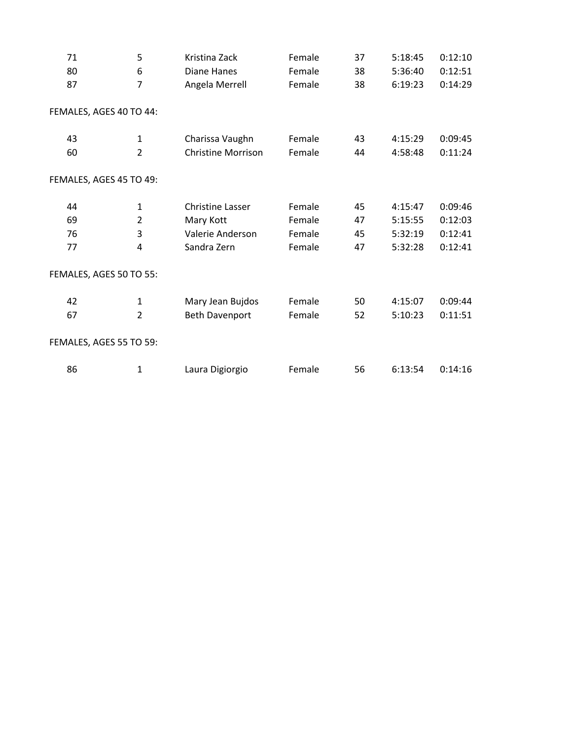| | | | | | | |
|---|---|---|---|---|---|---|
| 71 | 5 | Kristina Zack | Female | 37 | 5:18:45 | 0:12:10 |
| 80 | 6 | Diane Hanes | Female | 38 | 5:36:40 | 0:12:51 |
| 87 | 7 | Angela Merrell | Female | 38 | 6:19:23 | 0:14:29 |

FEMALES, AGES 40 TO 44:

| | | | | | | |
|---|---|---|---|---|---|---|
| 43 | 1 | Charissa Vaughn | Female | 43 | 4:15:29 | 0:09:45 |
| 60 | 2 | Christine Morrison | Female | 44 | 4:58:48 | 0:11:24 |

FEMALES, AGES 45 TO 49:

| | | | | | | |
|---|---|---|---|---|---|---|
| 44 | 1 | Christine Lasser | Female | 45 | 4:15:47 | 0:09:46 |
| 69 | 2 | Mary Kott | Female | 47 | 5:15:55 | 0:12:03 |
| 76 | 3 | Valerie Anderson | Female | 45 | 5:32:19 | 0:12:41 |
| 77 | 4 | Sandra Zern | Female | 47 | 5:32:28 | 0:12:41 |

FEMALES, AGES 50 TO 55:

| | | | | | | |
|---|---|---|---|---|---|---|
| 42 | 1 | Mary Jean Bujdos | Female | 50 | 4:15:07 | 0:09:44 |
| 67 | 2 | Beth Davenport | Female | 52 | 5:10:23 | 0:11:51 |

FEMALES, AGES 55 TO 59:

| | | | | | | |
|---|---|---|---|---|---|---|
| 86 | 1 | Laura Digiorgio | Female | 56 | 6:13:54 | 0:14:16 |